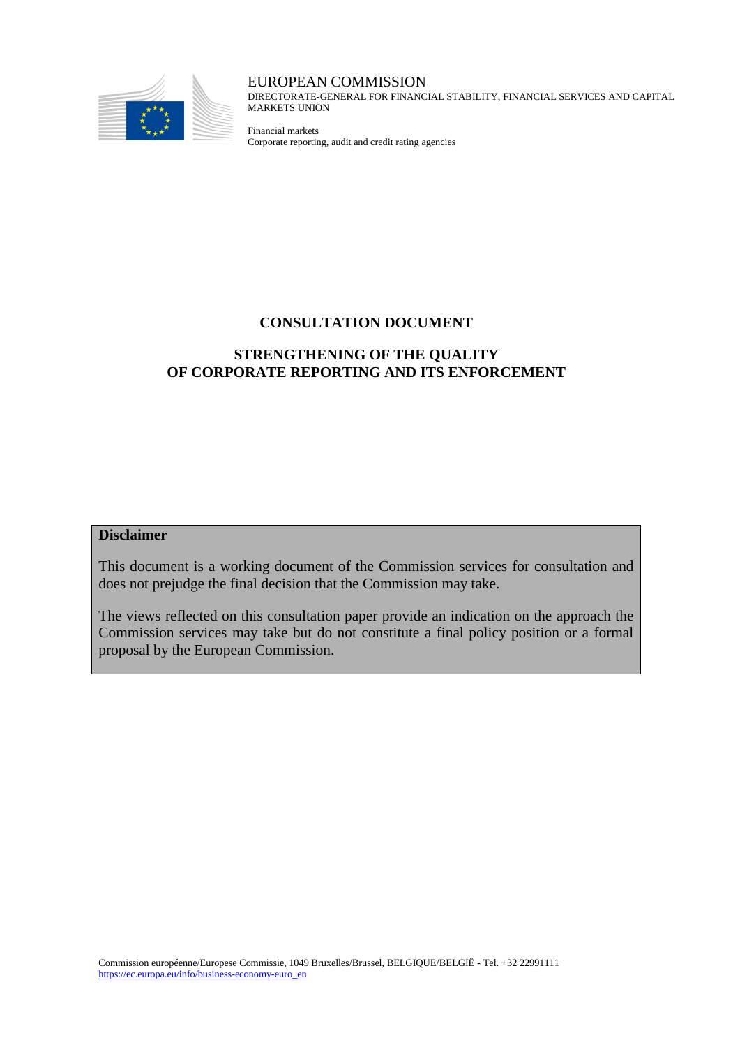EUROPEAN COMMISSION
DIRECTORATE-GENERAL FOR FINANCIAL STABILITY, FINANCIAL SERVICES AND CAPITAL MARKETS UNION

Financial markets
Corporate reporting, audit and credit rating agencies

# CONSULTATION DOCUMENT

## STRENGTHENING OF THE QUALITY OF CORPORATE REPORTING AND ITS ENFORCEMENT

**Disclaimer**

This document is a working document of the Commission services for consultation and does not prejudge the final decision that the Commission may take.

The views reflected on this consultation paper provide an indication on the approach the Commission services may take but do not constitute a final policy position or a formal proposal by the European Commission.

Commission européenne/Europese Commissie, 1049 Bruxelles/Brussel, BELGIQUE/BELGIË - Tel. +32 22991111
https://ec.europa.eu/info/business-economy-euro_en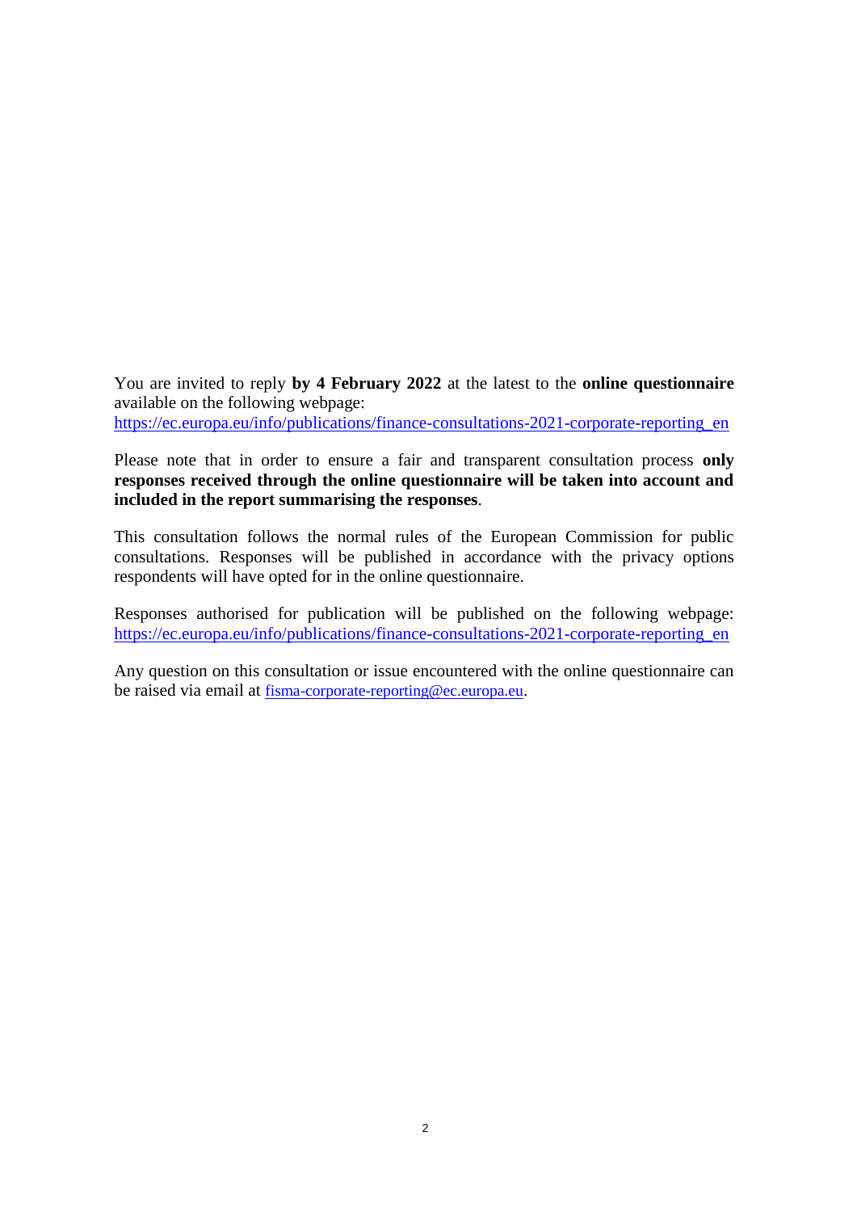You are invited to reply **by 4 February 2022** at the latest to the **online questionnaire** available on the following webpage:
https://ec.europa.eu/info/publications/finance-consultations-2021-corporate-reporting_en

Please note that in order to ensure a fair and transparent consultation process **only responses received through the online questionnaire will be taken into account and included in the report summarising the responses**.

This consultation follows the normal rules of the European Commission for public consultations. Responses will be published in accordance with the privacy options respondents will have opted for in the online questionnaire.

Responses authorised for publication will be published on the following webpage: https://ec.europa.eu/info/publications/finance-consultations-2021-corporate-reporting_en

Any question on this consultation or issue encountered with the online questionnaire can be raised via email at fisma-corporate-reporting@ec.europa.eu.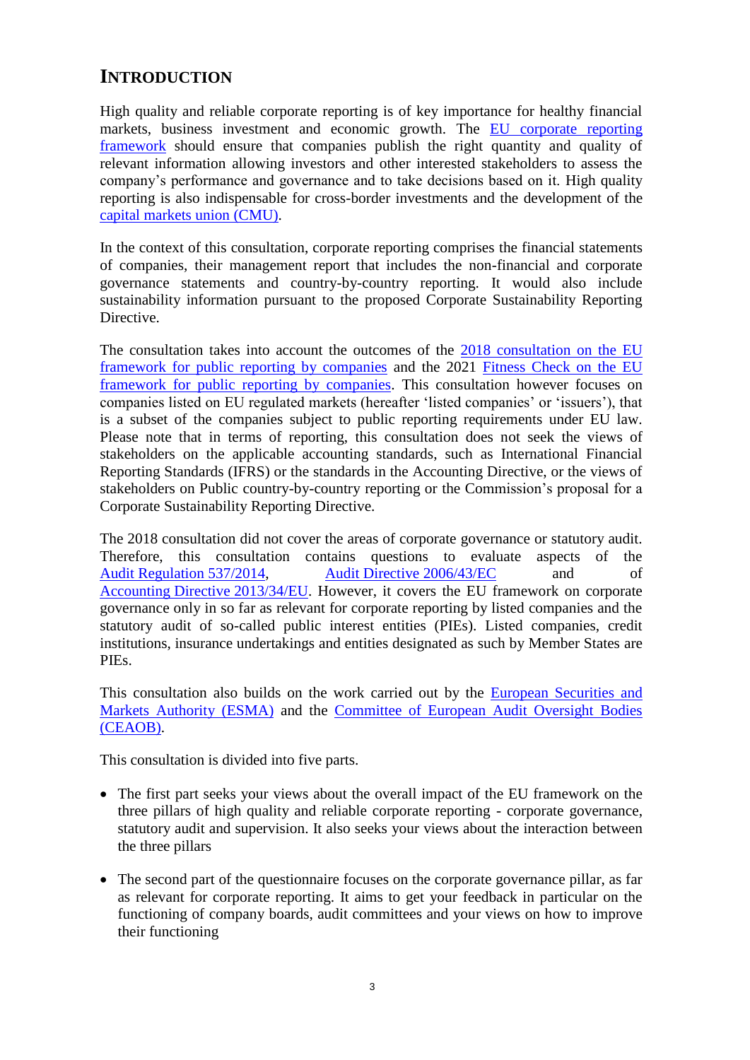## INTRODUCTION

High quality and reliable corporate reporting is of key importance for healthy financial markets, business investment and economic growth. The EU corporate reporting framework should ensure that companies publish the right quantity and quality of relevant information allowing investors and other interested stakeholders to assess the company's performance and governance and to take decisions based on it. High quality reporting is also indispensable for cross-border investments and the development of the capital markets union (CMU).

In the context of this consultation, corporate reporting comprises the financial statements of companies, their management report that includes the non-financial and corporate governance statements and country-by-country reporting. It would also include sustainability information pursuant to the proposed Corporate Sustainability Reporting Directive.

The consultation takes into account the outcomes of the 2018 consultation on the EU framework for public reporting by companies and the 2021 Fitness Check on the EU framework for public reporting by companies. This consultation however focuses on companies listed on EU regulated markets (hereafter 'listed companies' or 'issuers'), that is a subset of the companies subject to public reporting requirements under EU law. Please note that in terms of reporting, this consultation does not seek the views of stakeholders on the applicable accounting standards, such as International Financial Reporting Standards (IFRS) or the standards in the Accounting Directive, or the views of stakeholders on Public country-by-country reporting or the Commission's proposal for a Corporate Sustainability Reporting Directive.

The 2018 consultation did not cover the areas of corporate governance or statutory audit. Therefore, this consultation contains questions to evaluate aspects of the Audit Regulation 537/2014, Audit Directive 2006/43/EC and of Accounting Directive 2013/34/EU. However, it covers the EU framework on corporate governance only in so far as relevant for corporate reporting by listed companies and the statutory audit of so-called public interest entities (PIEs). Listed companies, credit institutions, insurance undertakings and entities designated as such by Member States are PIEs.

This consultation also builds on the work carried out by the European Securities and Markets Authority (ESMA) and the Committee of European Audit Oversight Bodies (CEAOB).

This consultation is divided into five parts.

- The first part seeks your views about the overall impact of the EU framework on the three pillars of high quality and reliable corporate reporting - corporate governance, statutory audit and supervision. It also seeks your views about the interaction between the three pillars
- The second part of the questionnaire focuses on the corporate governance pillar, as far as relevant for corporate reporting. It aims to get your feedback in particular on the functioning of company boards, audit committees and your views on how to improve their functioning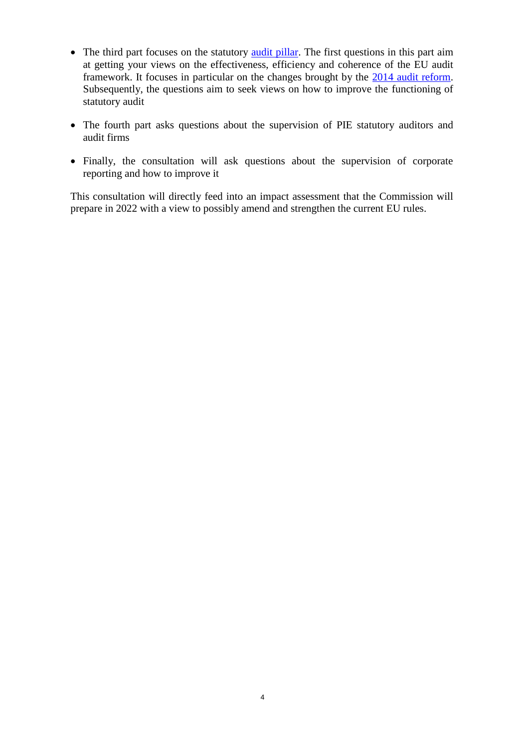- The third part focuses on the statutory audit pillar. The first questions in this part aim at getting your views on the effectiveness, efficiency and coherence of the EU audit framework. It focuses in particular on the changes brought by the 2014 audit reform. Subsequently, the questions aim to seek views on how to improve the functioning of statutory audit

- The fourth part asks questions about the supervision of PIE statutory auditors and audit firms

- Finally, the consultation will ask questions about the supervision of corporate reporting and how to improve it

This consultation will directly feed into an impact assessment that the Commission will prepare in 2022 with a view to possibly amend and strengthen the current EU rules.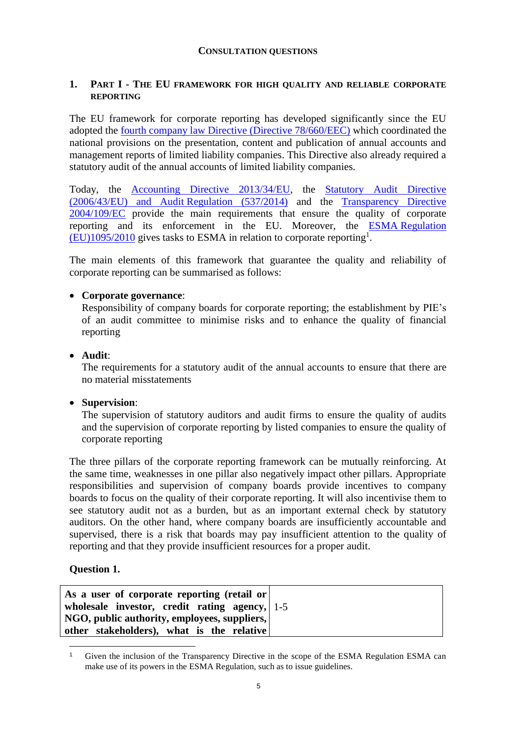## Consultation questions

### 1. Part I - The EU framework for high quality and reliable corporate reporting

The EU framework for corporate reporting has developed significantly since the EU adopted the fourth company law Directive (Directive 78/660/EEC) which coordinated the national provisions on the presentation, content and publication of annual accounts and management reports of limited liability companies. This Directive also already required a statutory audit of the annual accounts of limited liability companies.

Today, the Accounting Directive 2013/34/EU, the Statutory Audit Directive (2006/43/EU) and Audit Regulation (537/2014) and the Transparency Directive 2004/109/EC provide the main requirements that ensure the quality of corporate reporting and its enforcement in the EU. Moreover, the ESMA Regulation (EU)1095/2010 gives tasks to ESMA in relation to corporate reporting[1].

The main elements of this framework that guarantee the quality and reliability of corporate reporting can be summarised as follows:

- **Corporate governance**:
  Responsibility of company boards for corporate reporting; the establishment by PIE's of an audit committee to minimise risks and to enhance the quality of financial reporting

- **Audit**:
  The requirements for a statutory audit of the annual accounts to ensure that there are no material misstatements

- **Supervision**:
  The supervision of statutory auditors and audit firms to ensure the quality of audits and the supervision of corporate reporting by listed companies to ensure the quality of corporate reporting

The three pillars of the corporate reporting framework can be mutually reinforcing. At the same time, weaknesses in one pillar also negatively impact other pillars. Appropriate responsibilities and supervision of company boards provide incentives to company boards to focus on the quality of their corporate reporting. It will also incentivise them to see statutory audit not as a burden, but as an important external check by statutory auditors. On the other hand, where company boards are insufficiently accountable and supervised, there is a risk that boards may pay insufficient attention to the quality of reporting and that they provide insufficient resources for a proper audit.

**Question 1.**

| **As a user of corporate reporting (retail or wholesale investor, credit rating agency, NGO, public authority, employees, suppliers, other stakeholders), what is the relative** | 1-5 |
| --- | --- |

[1] Given the inclusion of the Transparency Directive in the scope of the ESMA Regulation ESMA can make use of its powers in the ESMA Regulation, such as to issue guidelines.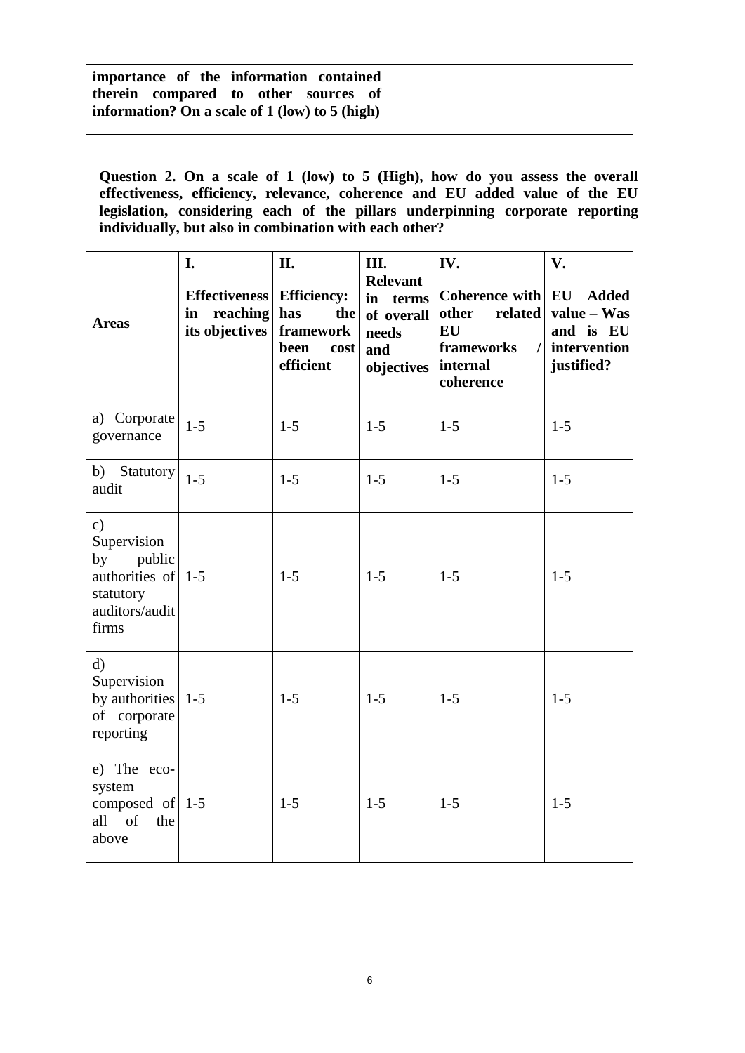| **importance of the information contained therein compared to other sources of information? On a scale of 1 (low) to 5 (high)** | |
|---|---|

**Question 2. On a scale of 1 (low) to 5 (High), how do you assess the overall effectiveness, efficiency, relevance, coherence and EU added value of the EU legislation, considering each of the pillars underpinning corporate reporting individually, but also in combination with each other?**

| **Areas** | **I. Effectiveness in reaching its objectives** | **II. Efficiency: has the framework been cost efficient** | **III. Relevant in terms of overall needs and objectives** | **IV. Coherence with other related EU frameworks / internal coherence** | **V. EU Added value – Was and is EU intervention justified?** |
|---|---|---|---|---|---|
| a) Corporate governance | 1-5 | 1-5 | 1-5 | 1-5 | 1-5 |
| b) Statutory audit | 1-5 | 1-5 | 1-5 | 1-5 | 1-5 |
| c) Supervision by public authorities of statutory auditors/audit firms | 1-5 | 1-5 | 1-5 | 1-5 | 1-5 |
| d) Supervision by authorities of corporate reporting | 1-5 | 1-5 | 1-5 | 1-5 | 1-5 |
| e) The eco-system composed of all of the above | 1-5 | 1-5 | 1-5 | 1-5 | 1-5 |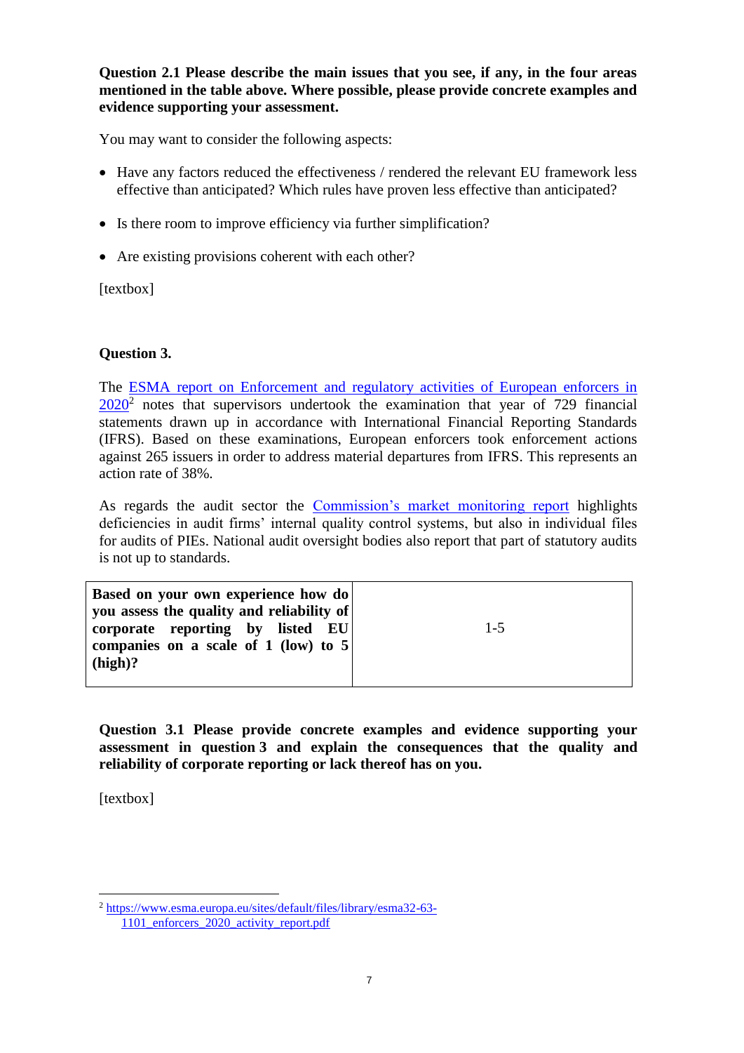**Question 2.1 Please describe the main issues that you see, if any, in the four areas mentioned in the table above. Where possible, please provide concrete examples and evidence supporting your assessment.**

You may want to consider the following aspects:

- Have any factors reduced the effectiveness / rendered the relevant EU framework less effective than anticipated? Which rules have proven less effective than anticipated?
- Is there room to improve efficiency via further simplification?
- Are existing provisions coherent with each other?

[textbox]

**Question 3.**

The ESMA report on Enforcement and regulatory activities of European enforcers in 2020[2] notes that supervisors undertook the examination that year of 729 financial statements drawn up in accordance with International Financial Reporting Standards (IFRS). Based on these examinations, European enforcers took enforcement actions against 265 issuers in order to address material departures from IFRS. This represents an action rate of 38%.

As regards the audit sector the Commission's market monitoring report highlights deficiencies in audit firms' internal quality control systems, but also in individual files for audits of PIEs. National audit oversight bodies also report that part of statutory audits is not up to standards.

| **Based on your own experience how do you assess the quality and reliability of corporate reporting by listed EU companies on a scale of 1 (low) to 5 (high)?** | 1-5 |
|---|---|

**Question 3.1 Please provide concrete examples and evidence supporting your assessment in question 3 and explain the consequences that the quality and reliability of corporate reporting or lack thereof has on you.**

[textbox]

---

[2] https://www.esma.europa.eu/sites/default/files/library/esma32-63-1101_enforcers_2020_activity_report.pdf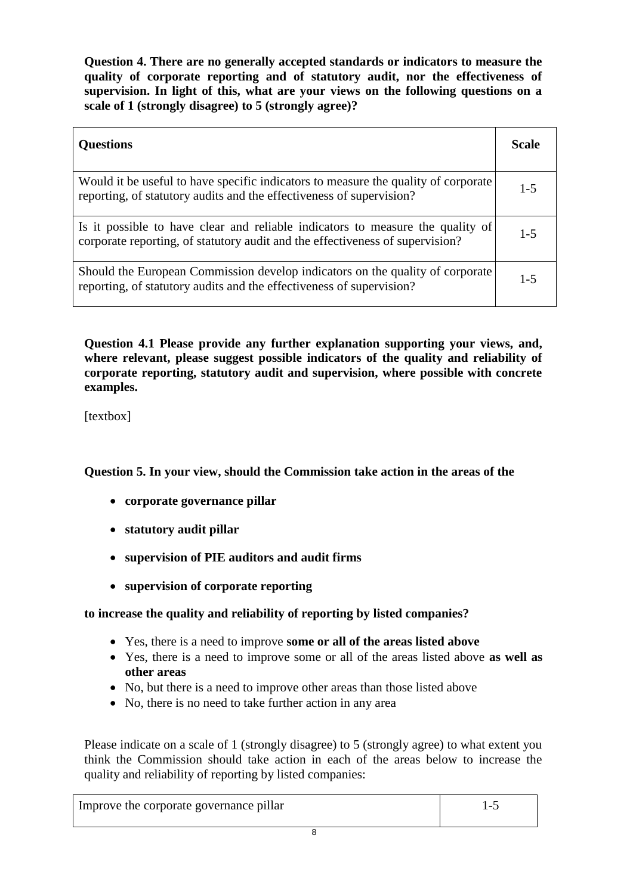**Question 4. There are no generally accepted standards or indicators to measure the quality of corporate reporting and of statutory audit, nor the effectiveness of supervision. In light of this, what are your views on the following questions on a scale of 1 (strongly disagree) to 5 (strongly agree)?**

| **Questions** | **Scale** |
| --- | --- |
| Would it be useful to have specific indicators to measure the quality of corporate reporting, of statutory audits and the effectiveness of supervision? | 1-5 |
| Is it possible to have clear and reliable indicators to measure the quality of corporate reporting, of statutory audit and the effectiveness of supervision? | 1-5 |
| Should the European Commission develop indicators on the quality of corporate reporting, of statutory audits and the effectiveness of supervision? | 1-5 |

**Question 4.1 Please provide any further explanation supporting your views, and, where relevant, please suggest possible indicators of the quality and reliability of corporate reporting, statutory audit and supervision, where possible with concrete examples.**

[textbox]

**Question 5. In your view, should the Commission take action in the areas of the**

- **corporate governance pillar**
- **statutory audit pillar**
- **supervision of PIE auditors and audit firms**
- **supervision of corporate reporting**

**to increase the quality and reliability of reporting by listed companies?**

- Yes, there is a need to improve **some or all of the areas listed above**
- Yes, there is a need to improve some or all of the areas listed above **as well as other areas**
- No, but there is a need to improve other areas than those listed above
- No, there is no need to take further action in any area

Please indicate on a scale of 1 (strongly disagree) to 5 (strongly agree) to what extent you think the Commission should take action in each of the areas below to increase the quality and reliability of reporting by listed companies:

| Improve the corporate governance pillar | 1-5 |
| --- | --- |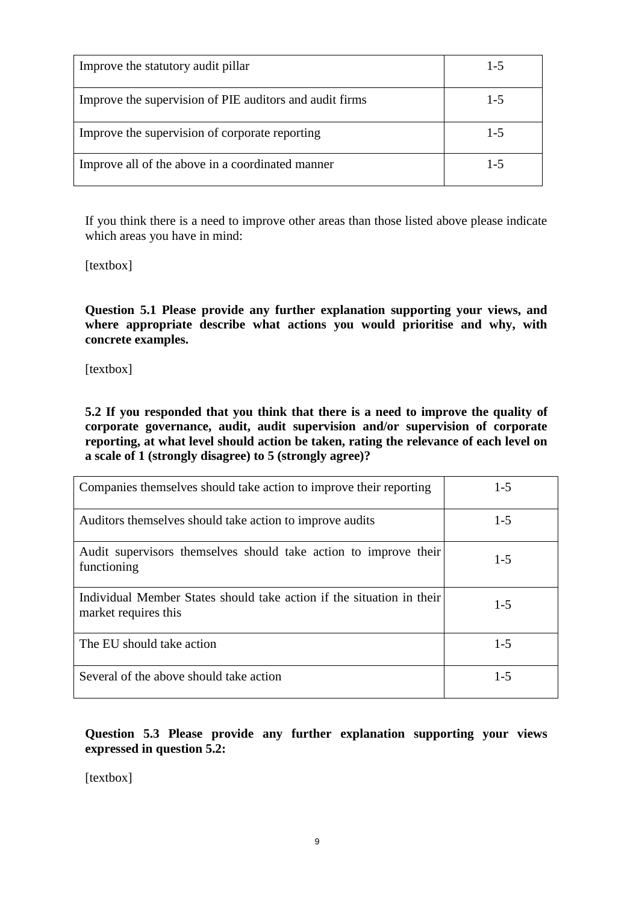| | |
|---|---|
| Improve the statutory audit pillar | 1-5 |
| Improve the supervision of PIE auditors and audit firms | 1-5 |
| Improve the supervision of corporate reporting | 1-5 |
| Improve all of the above in a coordinated manner | 1-5 |

If you think there is a need to improve other areas than those listed above please indicate which areas you have in mind:

[textbox]

**Question 5.1 Please provide any further explanation supporting your views, and where appropriate describe what actions you would prioritise and why, with concrete examples.**

[textbox]

**5.2 If you responded that you think that there is a need to improve the quality of corporate governance, audit, audit supervision and/or supervision of corporate reporting, at what level should action be taken, rating the relevance of each level on a scale of 1 (strongly disagree) to 5 (strongly agree)?**

| | |
|---|---|
| Companies themselves should take action to improve their reporting | 1-5 |
| Auditors themselves should take action to improve audits | 1-5 |
| Audit supervisors themselves should take action to improve their functioning | 1-5 |
| Individual Member States should take action if the situation in their market requires this | 1-5 |
| The EU should take action | 1-5 |
| Several of the above should take action | 1-5 |

**Question 5.3 Please provide any further explanation supporting your views expressed in question 5.2:**

[textbox]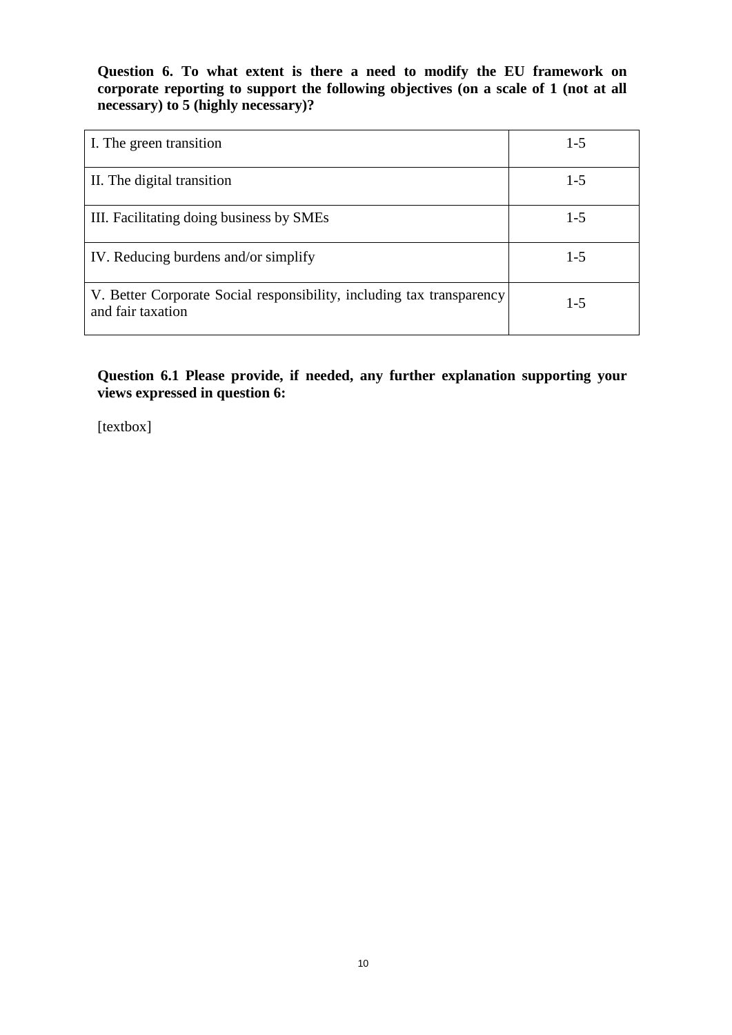**Question 6. To what extent is there a need to modify the EU framework on corporate reporting to support the following objectives (on a scale of 1 (not at all necessary) to 5 (highly necessary)?**

| | |
|---|---|
| I. The green transition | 1-5 |
| II. The digital transition | 1-5 |
| III. Facilitating doing business by SMEs | 1-5 |
| IV. Reducing burdens and/or simplify | 1-5 |
| V. Better Corporate Social responsibility, including tax transparency and fair taxation | 1-5 |

**Question 6.1 Please provide, if needed, any further explanation supporting your views expressed in question 6:**

[textbox]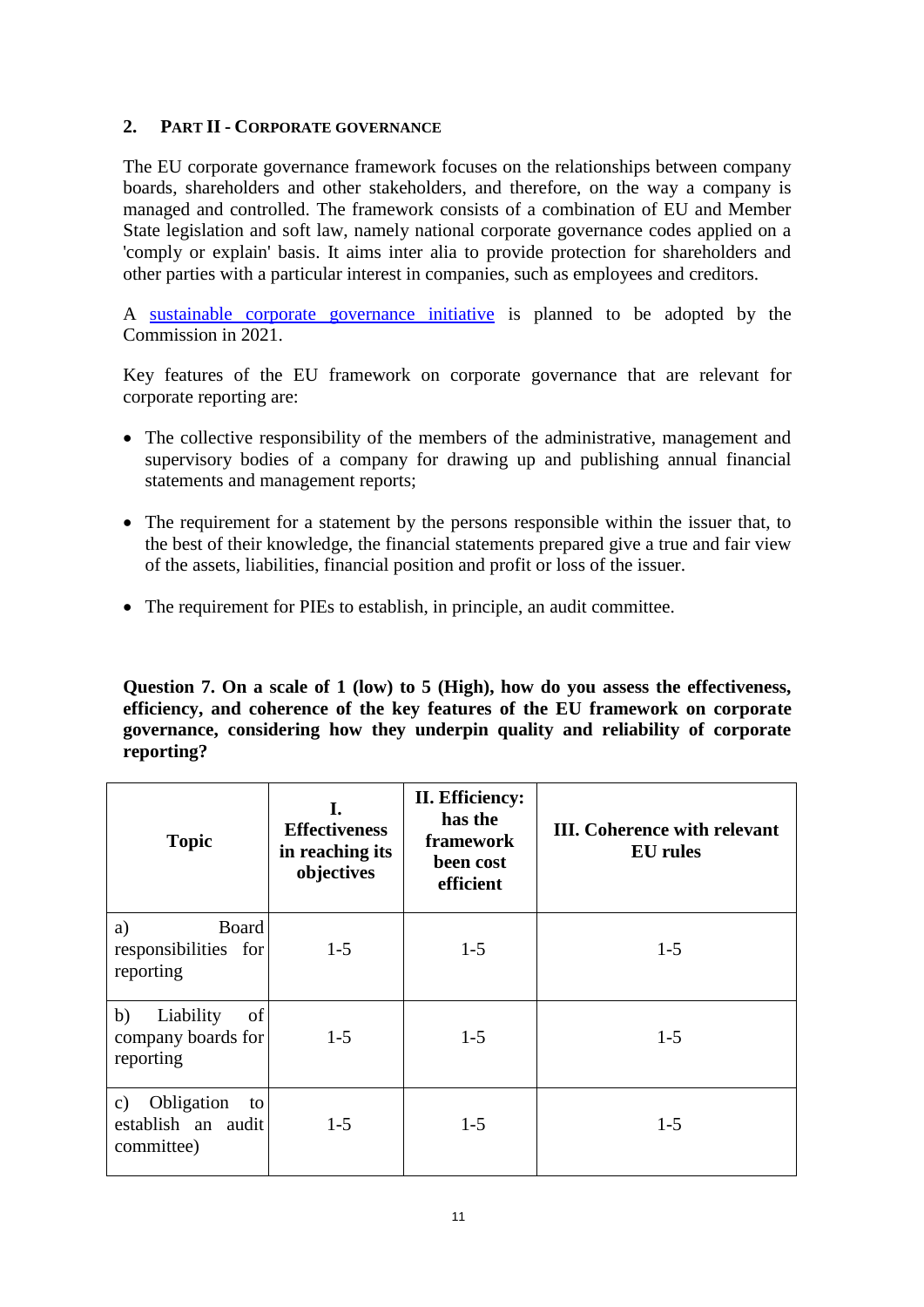## 2. Part II - Corporate governance

The EU corporate governance framework focuses on the relationships between company boards, shareholders and other stakeholders, and therefore, on the way a company is managed and controlled. The framework consists of a combination of EU and Member State legislation and soft law, namely national corporate governance codes applied on a 'comply or explain' basis. It aims inter alia to provide protection for shareholders and other parties with a particular interest in companies, such as employees and creditors.

A sustainable corporate governance initiative is planned to be adopted by the Commission in 2021.

Key features of the EU framework on corporate governance that are relevant for corporate reporting are:

- The collective responsibility of the members of the administrative, management and supervisory bodies of a company for drawing up and publishing annual financial statements and management reports;
- The requirement for a statement by the persons responsible within the issuer that, to the best of their knowledge, the financial statements prepared give a true and fair view of the assets, liabilities, financial position and profit or loss of the issuer.
- The requirement for PIEs to establish, in principle, an audit committee.

**Question 7. On a scale of 1 (low) to 5 (High), how do you assess the effectiveness, efficiency, and coherence of the key features of the EU framework on corporate governance, considering how they underpin quality and reliability of corporate reporting?**

| Topic | I. Effectiveness in reaching its objectives | II. Efficiency: has the framework been cost efficient | III. Coherence with relevant EU rules |
|---|---|---|---|
| a) Board responsibilities for reporting | 1-5 | 1-5 | 1-5 |
| b) Liability of company boards for reporting | 1-5 | 1-5 | 1-5 |
| c) Obligation to establish an audit committee) | 1-5 | 1-5 | 1-5 |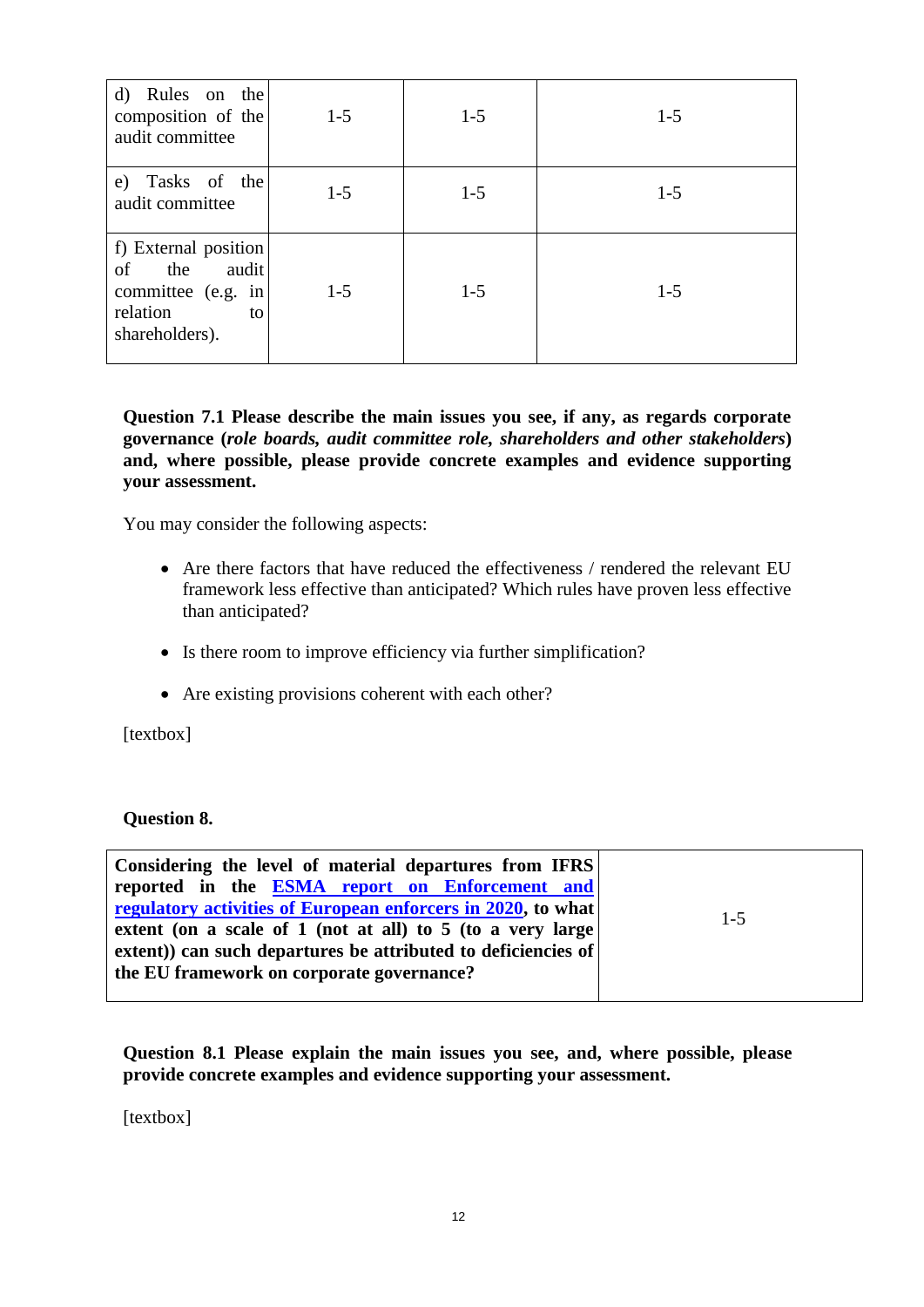| | | | |
|---|---|---|---|
| d) Rules on the composition of the audit committee | 1-5 | 1-5 | 1-5 |
| e) Tasks of the audit committee | 1-5 | 1-5 | 1-5 |
| f) External position of the audit committee (e.g. in relation to shareholders). | 1-5 | 1-5 | 1-5 |

**Question 7.1 Please describe the main issues you see, if any, as regards corporate governance (*role boards, audit committee role, shareholders and other stakeholders*) and, where possible, please provide concrete examples and evidence supporting your assessment.**

You may consider the following aspects:

- Are there factors that have reduced the effectiveness / rendered the relevant EU framework less effective than anticipated? Which rules have proven less effective than anticipated?
- Is there room to improve efficiency via further simplification?
- Are existing provisions coherent with each other?

[textbox]

**Question 8.**

| | |
|---|---|
| **Considering the level of material departures from IFRS reported in the ESMA report on Enforcement and regulatory activities of European enforcers in 2020, to what extent (on a scale of 1 (not at all) to 5 (to a very large extent)) can such departures be attributed to deficiencies of the EU framework on corporate governance?** | 1-5 |

**Question 8.1 Please explain the main issues you see, and, where possible, please provide concrete examples and evidence supporting your assessment.**

[textbox]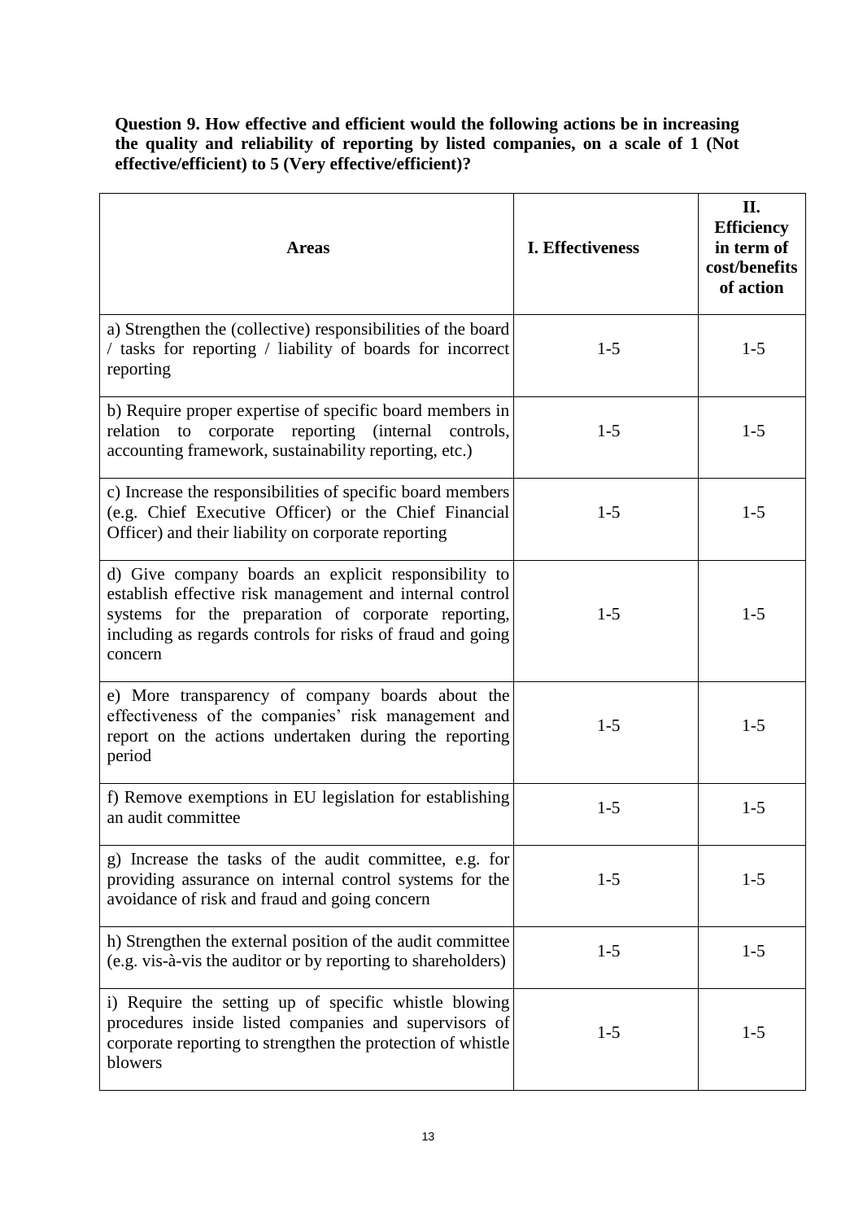**Question 9. How effective and efficient would the following actions be in increasing the quality and reliability of reporting by listed companies, on a scale of 1 (Not effective/efficient) to 5 (Very effective/efficient)?**

| Areas | I. Effectiveness | II. Efficiency in term of cost/benefits of action |
|---|---|---|
| a) Strengthen the (collective) responsibilities of the board / tasks for reporting / liability of boards for incorrect reporting | 1-5 | 1-5 |
| b) Require proper expertise of specific board members in relation to corporate reporting (internal controls, accounting framework, sustainability reporting, etc.) | 1-5 | 1-5 |
| c) Increase the responsibilities of specific board members (e.g. Chief Executive Officer) or the Chief Financial Officer) and their liability on corporate reporting | 1-5 | 1-5 |
| d) Give company boards an explicit responsibility to establish effective risk management and internal control systems for the preparation of corporate reporting, including as regards controls for risks of fraud and going concern | 1-5 | 1-5 |
| e) More transparency of company boards about the effectiveness of the companies' risk management and report on the actions undertaken during the reporting period | 1-5 | 1-5 |
| f) Remove exemptions in EU legislation for establishing an audit committee | 1-5 | 1-5 |
| g) Increase the tasks of the audit committee, e.g. for providing assurance on internal control systems for the avoidance of risk and fraud and going concern | 1-5 | 1-5 |
| h) Strengthen the external position of the audit committee (e.g. vis-à-vis the auditor or by reporting to shareholders) | 1-5 | 1-5 |
| i) Require the setting up of specific whistle blowing procedures inside listed companies and supervisors of corporate reporting to strengthen the protection of whistle blowers | 1-5 | 1-5 |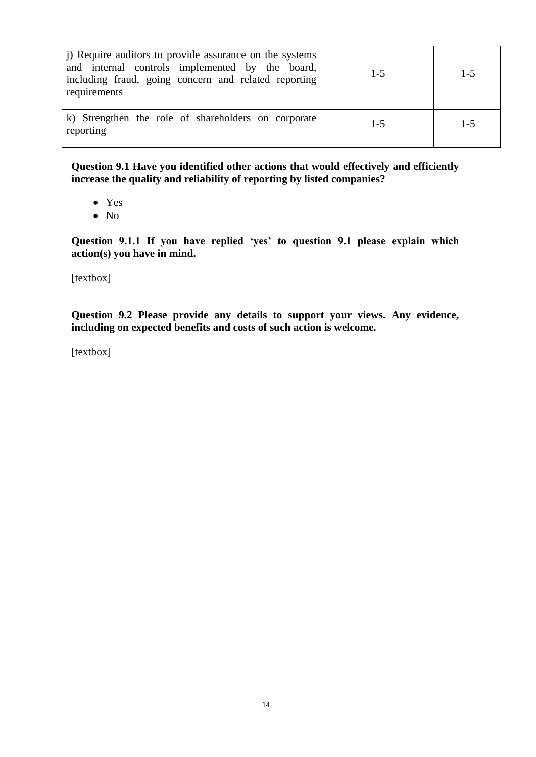| | | |
|---|---|---|
| j) Require auditors to provide assurance on the systems and internal controls implemented by the board, including fraud, going concern and related reporting requirements | 1-5 | 1-5 |
| k) Strengthen the role of shareholders on corporate reporting | 1-5 | 1-5 |

**Question 9.1 Have you identified other actions that would effectively and efficiently increase the quality and reliability of reporting by listed companies?**

- Yes
- No

**Question 9.1.1 If you have replied 'yes' to question 9.1 please explain which action(s) you have in mind.**

[textbox]

**Question 9.2 Please provide any details to support your views. Any evidence, including on expected benefits and costs of such action is welcome.**

[textbox]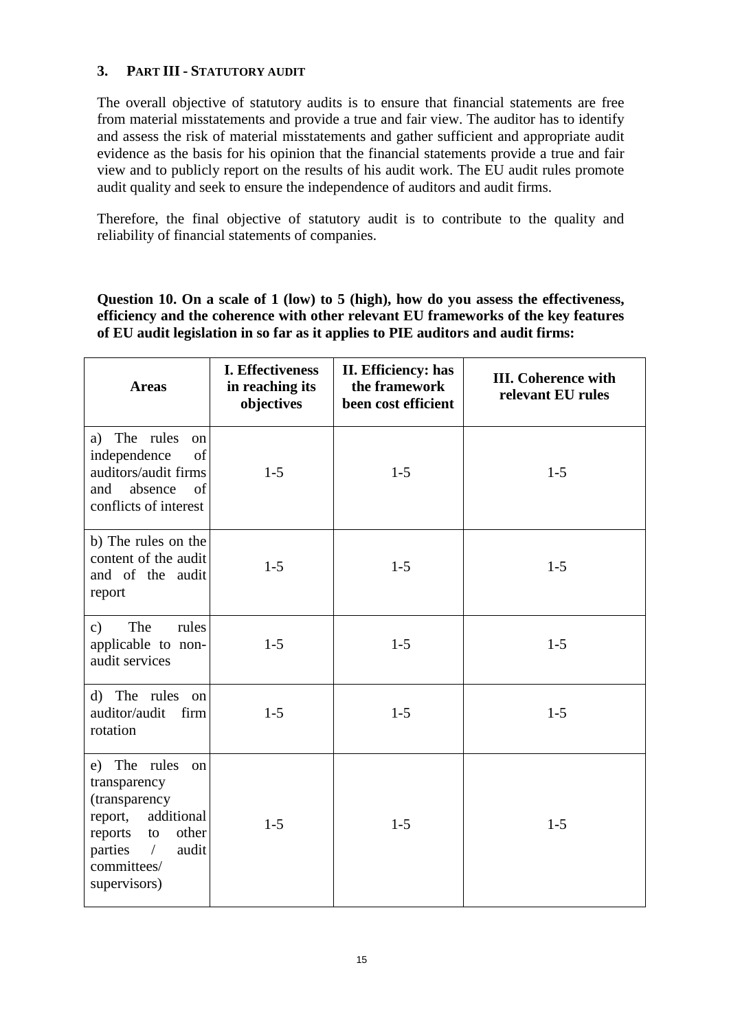## 3. PART III - STATUTORY AUDIT

The overall objective of statutory audits is to ensure that financial statements are free from material misstatements and provide a true and fair view. The auditor has to identify and assess the risk of material misstatements and gather sufficient and appropriate audit evidence as the basis for his opinion that the financial statements provide a true and fair view and to publicly report on the results of his audit work. The EU audit rules promote audit quality and seek to ensure the independence of auditors and audit firms.

Therefore, the final objective of statutory audit is to contribute to the quality and reliability of financial statements of companies.

**Question 10. On a scale of 1 (low) to 5 (high), how do you assess the effectiveness, efficiency and the coherence with other relevant EU frameworks of the key features of EU audit legislation in so far as it applies to PIE auditors and audit firms:**

| Areas | I. Effectiveness in reaching its objectives | II. Efficiency: has the framework been cost efficient | III. Coherence with relevant EU rules |
|---|---|---|---|
| a) The rules on independence of auditors/audit firms and absence of conflicts of interest | 1-5 | 1-5 | 1-5 |
| b) The rules on the content of the audit and of the audit report | 1-5 | 1-5 | 1-5 |
| c) The rules applicable to non-audit services | 1-5 | 1-5 | 1-5 |
| d) The rules on auditor/audit firm rotation | 1-5 | 1-5 | 1-5 |
| e) The rules on transparency (transparency report, additional reports to other parties / audit committees/ supervisors) | 1-5 | 1-5 | 1-5 |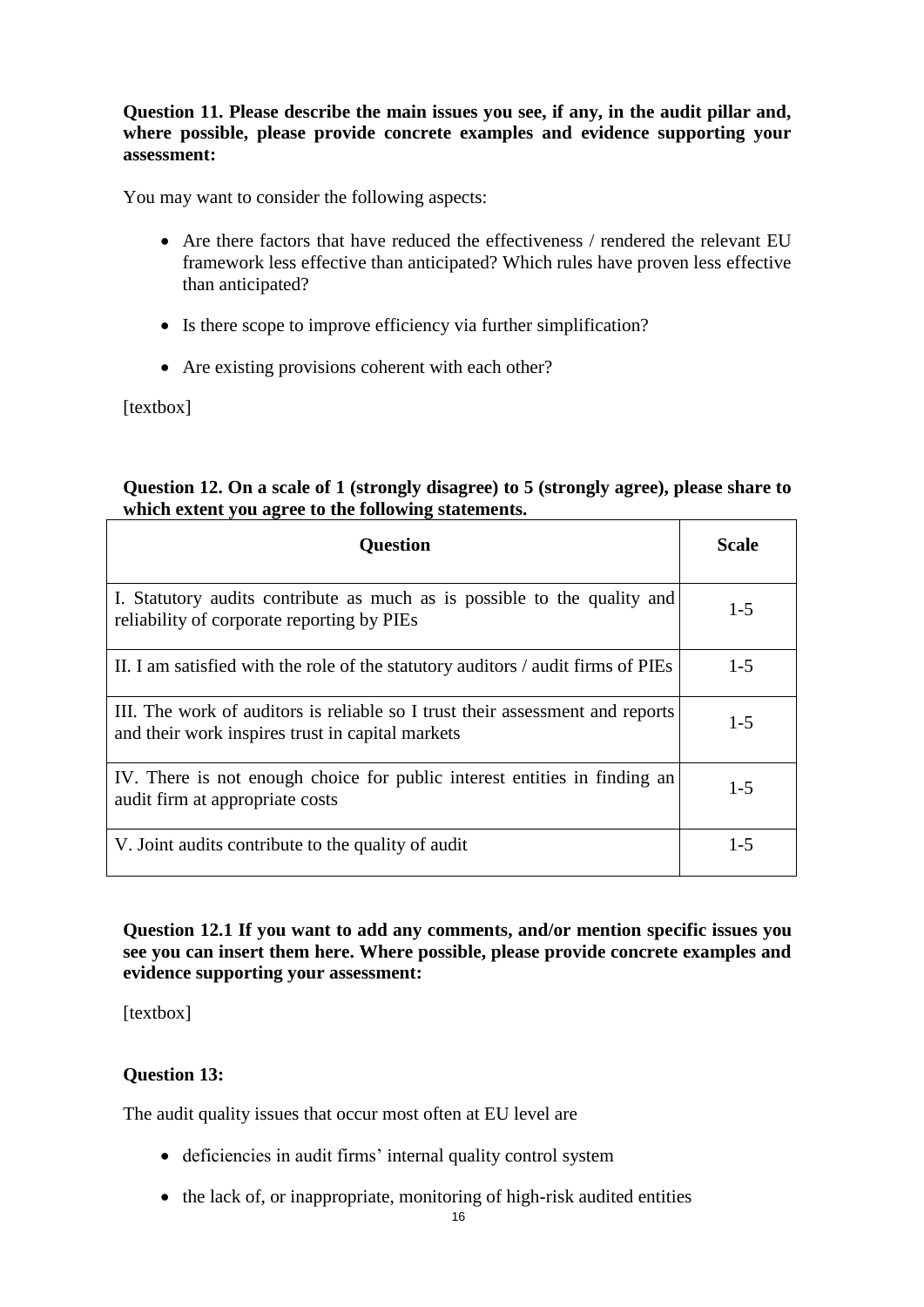**Question 11. Please describe the main issues you see, if any, in the audit pillar and, where possible, please provide concrete examples and evidence supporting your assessment:**

You may want to consider the following aspects:

- Are there factors that have reduced the effectiveness / rendered the relevant EU framework less effective than anticipated? Which rules have proven less effective than anticipated?
- Is there scope to improve efficiency via further simplification?
- Are existing provisions coherent with each other?

[textbox]

**Question 12. On a scale of 1 (strongly disagree) to 5 (strongly agree), please share to which extent you agree to the following statements.**

| Question | Scale |
|---|---|
| I. Statutory audits contribute as much as is possible to the quality and reliability of corporate reporting by PIEs | 1-5 |
| II. I am satisfied with the role of the statutory auditors / audit firms of PIEs | 1-5 |
| III. The work of auditors is reliable so I trust their assessment and reports and their work inspires trust in capital markets | 1-5 |
| IV. There is not enough choice for public interest entities in finding an audit firm at appropriate costs | 1-5 |
| V. Joint audits contribute to the quality of audit | 1-5 |

**Question 12.1 If you want to add any comments, and/or mention specific issues you see you can insert them here. Where possible, please provide concrete examples and evidence supporting your assessment:**

[textbox]

**Question 13:**

The audit quality issues that occur most often at EU level are

- deficiencies in audit firms' internal quality control system
- the lack of, or inappropriate, monitoring of high-risk audited entities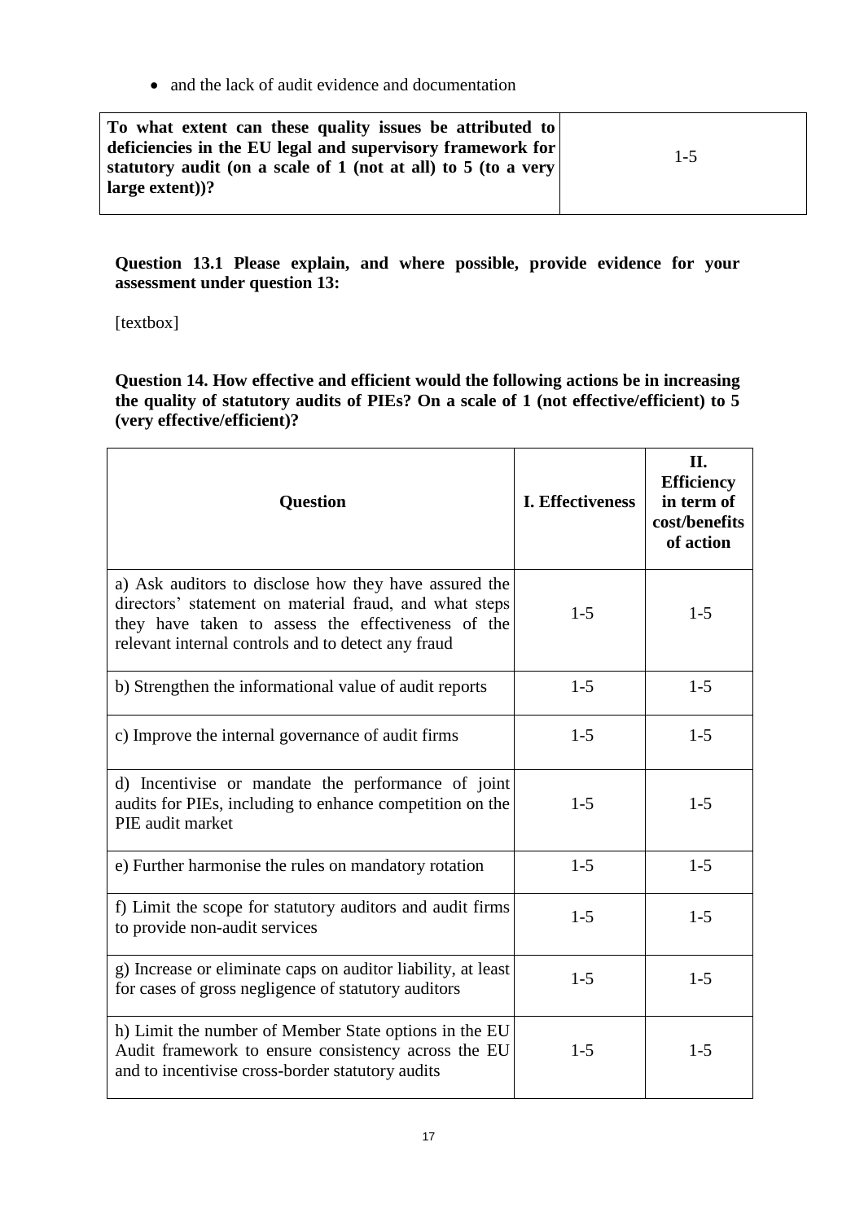- and the lack of audit evidence and documentation

| **To what extent can these quality issues be attributed to deficiencies in the EU legal and supervisory framework for statutory audit (on a scale of 1 (not at all) to 5 (to a very large extent))?** | 1-5 |
|---|---|

**Question 13.1 Please explain, and where possible, provide evidence for your assessment under question 13:**

[textbox]

**Question 14. How effective and efficient would the following actions be in increasing the quality of statutory audits of PIEs? On a scale of 1 (not effective/efficient) to 5 (very effective/efficient)?**

| **Question** | **I. Effectiveness** | **II. Efficiency in term of cost/benefits of action** |
|---|---|---|
| a) Ask auditors to disclose how they have assured the directors' statement on material fraud, and what steps they have taken to assess the effectiveness of the relevant internal controls and to detect any fraud | 1-5 | 1-5 |
| b) Strengthen the informational value of audit reports | 1-5 | 1-5 |
| c) Improve the internal governance of audit firms | 1-5 | 1-5 |
| d) Incentivise or mandate the performance of joint audits for PIEs, including to enhance competition on the PIE audit market | 1-5 | 1-5 |
| e) Further harmonise the rules on mandatory rotation | 1-5 | 1-5 |
| f) Limit the scope for statutory auditors and audit firms to provide non-audit services | 1-5 | 1-5 |
| g) Increase or eliminate caps on auditor liability, at least for cases of gross negligence of statutory auditors | 1-5 | 1-5 |
| h) Limit the number of Member State options in the EU Audit framework to ensure consistency across the EU and to incentivise cross-border statutory audits | 1-5 | 1-5 |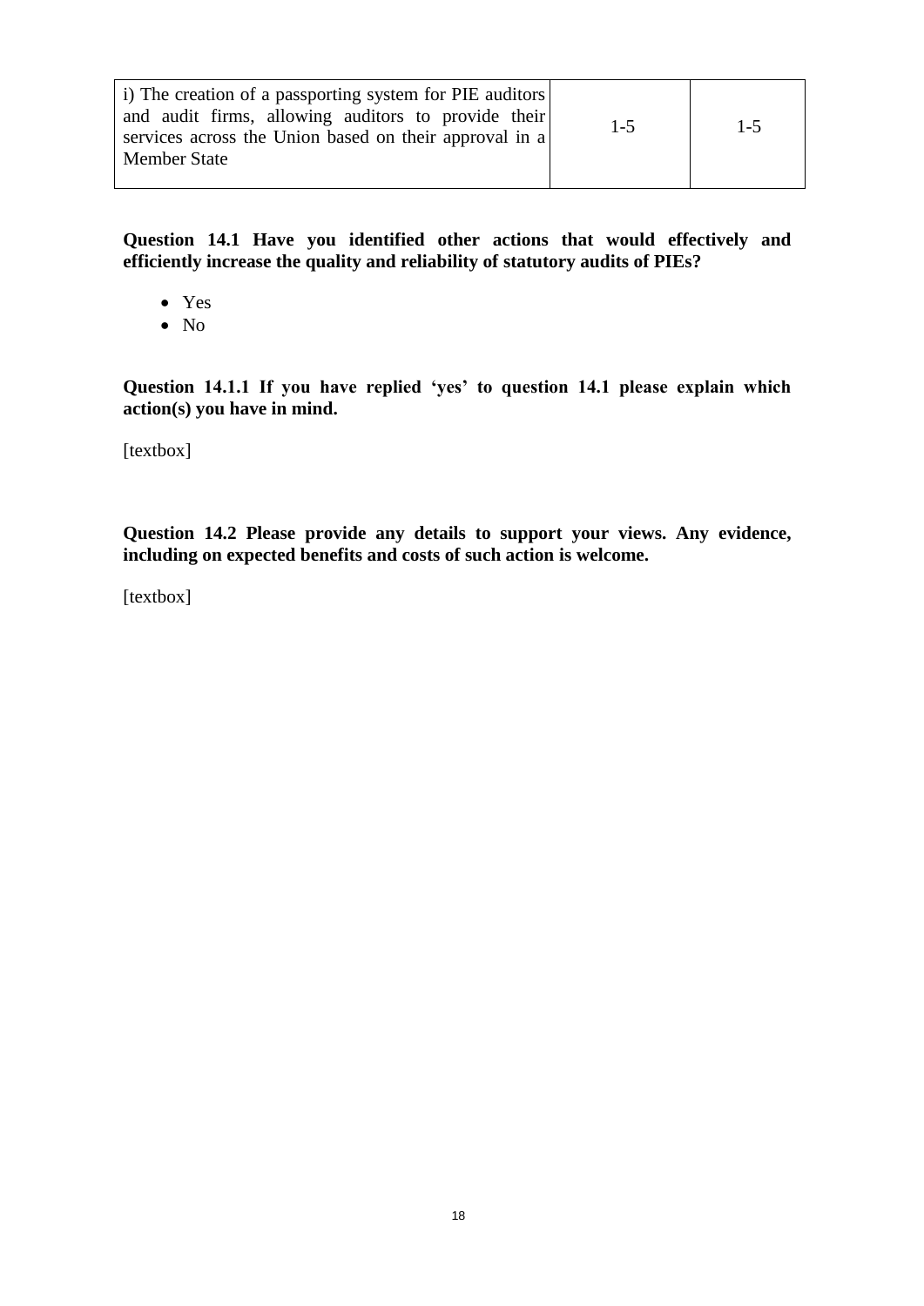| i) The creation of a passporting system for PIE auditors and audit firms, allowing auditors to provide their services across the Union based on their approval in a Member State | 1-5 | 1-5 |
|---|---|---|

**Question 14.1 Have you identified other actions that would effectively and efficiently increase the quality and reliability of statutory audits of PIEs?**

- Yes
- No

**Question 14.1.1 If you have replied 'yes' to question 14.1 please explain which action(s) you have in mind.**

[textbox]

**Question 14.2 Please provide any details to support your views. Any evidence, including on expected benefits and costs of such action is welcome.**

[textbox]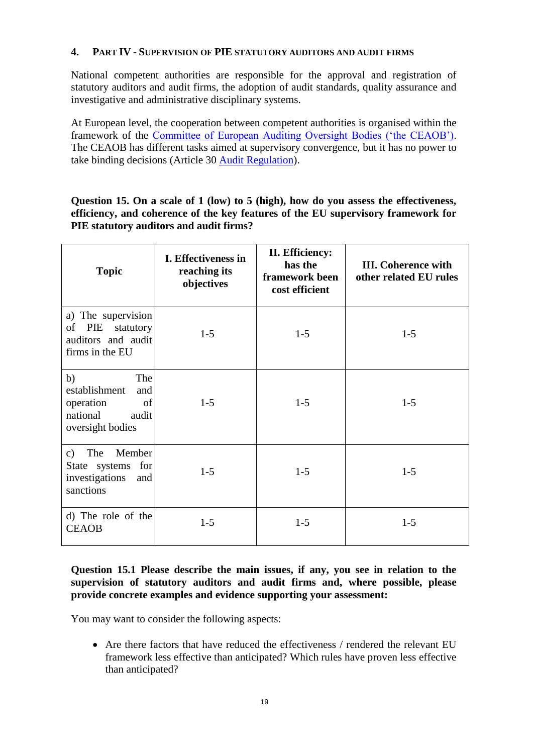## 4. Part IV - Supervision of PIE statutory auditors and audit firms

National competent authorities are responsible for the approval and registration of statutory auditors and audit firms, the adoption of audit standards, quality assurance and investigative and administrative disciplinary systems.

At European level, the cooperation between competent authorities is organised within the framework of the Committee of European Auditing Oversight Bodies ('the CEAOB'). The CEAOB has different tasks aimed at supervisory convergence, but it has no power to take binding decisions (Article 30 Audit Regulation).

**Question 15. On a scale of 1 (low) to 5 (high), how do you assess the effectiveness, efficiency, and coherence of the key features of the EU supervisory framework for PIE statutory auditors and audit firms?**

| Topic | I. Effectiveness in reaching its objectives | II. Efficiency: has the framework been cost efficient | III. Coherence with other related EU rules |
|---|---|---|---|
| a) The supervision of PIE statutory auditors and audit firms in the EU | 1-5 | 1-5 | 1-5 |
| b) The establishment and operation of national audit oversight bodies | 1-5 | 1-5 | 1-5 |
| c) The Member State systems for investigations and sanctions | 1-5 | 1-5 | 1-5 |
| d) The role of the CEAOB | 1-5 | 1-5 | 1-5 |

**Question 15.1 Please describe the main issues, if any, you see in relation to the supervision of statutory auditors and audit firms and, where possible, please provide concrete examples and evidence supporting your assessment:**

You may want to consider the following aspects:

- Are there factors that have reduced the effectiveness / rendered the relevant EU framework less effective than anticipated? Which rules have proven less effective than anticipated?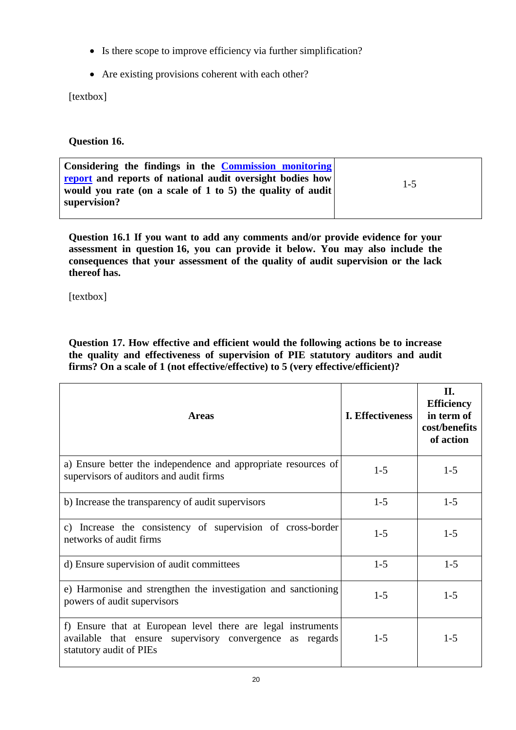- Is there scope to improve efficiency via further simplification?
- Are existing provisions coherent with each other?

[textbox]

**Question 16.**

| **Considering the findings in the Commission monitoring report and reports of national audit oversight bodies how would you rate (on a scale of 1 to 5) the quality of audit supervision?** | 1-5 |
|---|---|

**Question 16.1 If you want to add any comments and/or provide evidence for your assessment in question 16, you can provide it below. You may also include the consequences that your assessment of the quality of audit supervision or the lack thereof has.**

[textbox]

**Question 17. How effective and efficient would the following actions be to increase the quality and effectiveness of supervision of PIE statutory auditors and audit firms? On a scale of 1 (not effective/effective) to 5 (very effective/efficient)?**

| **Areas** | **I. Effectiveness** | **II. Efficiency in term of cost/benefits of action** |
|---|---|---|
| a) Ensure better the independence and appropriate resources of supervisors of auditors and audit firms | 1-5 | 1-5 |
| b) Increase the transparency of audit supervisors | 1-5 | 1-5 |
| c) Increase the consistency of supervision of cross-border networks of audit firms | 1-5 | 1-5 |
| d) Ensure supervision of audit committees | 1-5 | 1-5 |
| e) Harmonise and strengthen the investigation and sanctioning powers of audit supervisors | 1-5 | 1-5 |
| f) Ensure that at European level there are legal instruments available that ensure supervisory convergence as regards statutory audit of PIEs | 1-5 | 1-5 |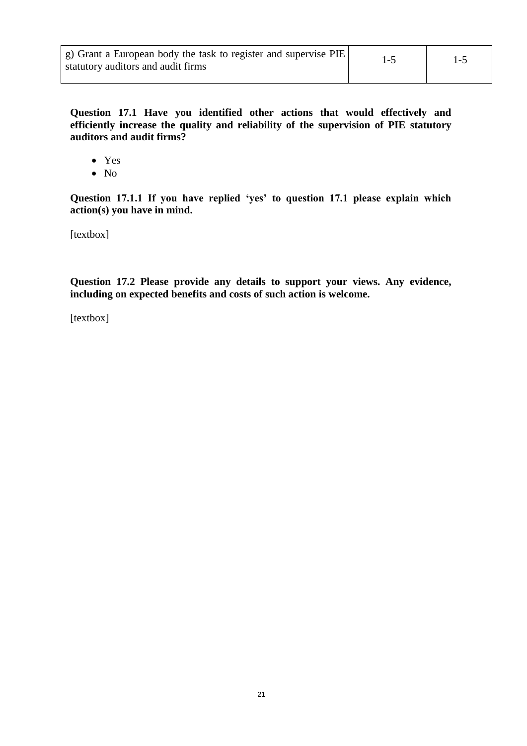| g) Grant a European body the task to register and supervise PIE statutory auditors and audit firms | 1-5 | 1-5 |
|---|---|---|

**Question 17.1 Have you identified other actions that would effectively and efficiently increase the quality and reliability of the supervision of PIE statutory auditors and audit firms?**

- Yes
- No

**Question 17.1.1 If you have replied 'yes' to question 17.1 please explain which action(s) you have in mind.**

[textbox]

**Question 17.2 Please provide any details to support your views. Any evidence, including on expected benefits and costs of such action is welcome.**

[textbox]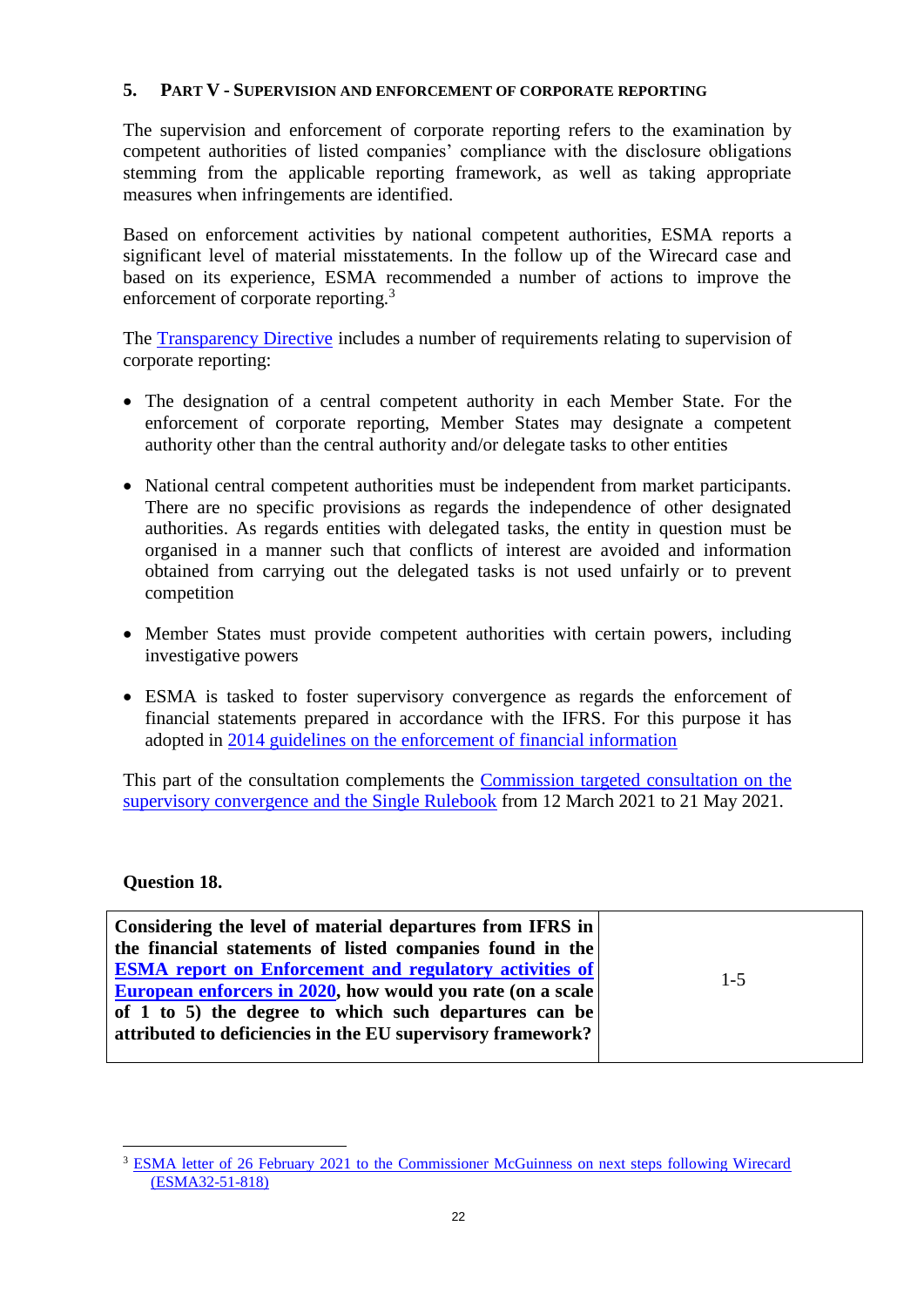## 5. PART V - SUPERVISION AND ENFORCEMENT OF CORPORATE REPORTING

The supervision and enforcement of corporate reporting refers to the examination by competent authorities of listed companies' compliance with the disclosure obligations stemming from the applicable reporting framework, as well as taking appropriate measures when infringements are identified.

Based on enforcement activities by national competent authorities, ESMA reports a significant level of material misstatements. In the follow up of the Wirecard case and based on its experience, ESMA recommended a number of actions to improve the enforcement of corporate reporting.[3]

The Transparency Directive includes a number of requirements relating to supervision of corporate reporting:

- The designation of a central competent authority in each Member State. For the enforcement of corporate reporting, Member States may designate a competent authority other than the central authority and/or delegate tasks to other entities
- National central competent authorities must be independent from market participants. There are no specific provisions as regards the independence of other designated authorities. As regards entities with delegated tasks, the entity in question must be organised in a manner such that conflicts of interest are avoided and information obtained from carrying out the delegated tasks is not used unfairly or to prevent competition
- Member States must provide competent authorities with certain powers, including investigative powers
- ESMA is tasked to foster supervisory convergence as regards the enforcement of financial statements prepared in accordance with the IFRS. For this purpose it has adopted in 2014 guidelines on the enforcement of financial information

This part of the consultation complements the Commission targeted consultation on the supervisory convergence and the Single Rulebook from 12 March 2021 to 21 May 2021.

**Question 18.**

| **Considering the level of material departures from IFRS in the financial statements of listed companies found in the ESMA report on Enforcement and regulatory activities of European enforcers in 2020, how would you rate (on a scale of 1 to 5) the degree to which such departures can be attributed to deficiencies in the EU supervisory framework?** | 1-5 |
| --- | --- |

[3] ESMA letter of 26 February 2021 to the Commissioner McGuinness on next steps following Wirecard (ESMA32-51-818)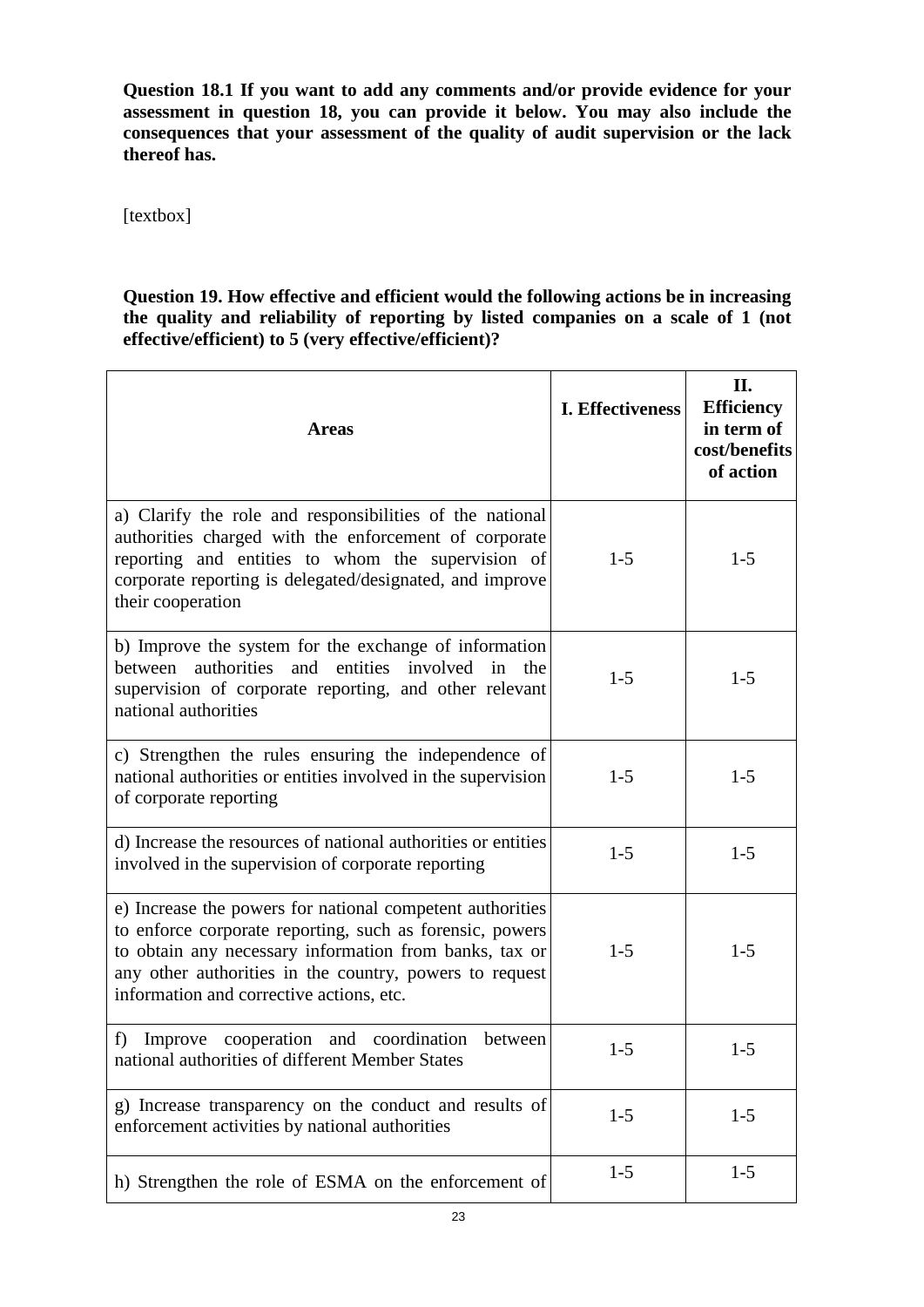**Question 18.1 If you want to add any comments and/or provide evidence for your assessment in question 18, you can provide it below. You may also include the consequences that your assessment of the quality of audit supervision or the lack thereof has.**

[textbox]

**Question 19. How effective and efficient would the following actions be in increasing the quality and reliability of reporting by listed companies on a scale of 1 (not effective/efficient) to 5 (very effective/efficient)?**

| **Areas** | **I. Effectiveness** | **II. Efficiency in term of cost/benefits of action** |
|---|---|---|
| a) Clarify the role and responsibilities of the national authorities charged with the enforcement of corporate reporting and entities to whom the supervision of corporate reporting is delegated/designated, and improve their cooperation | 1-5 | 1-5 |
| b) Improve the system for the exchange of information between authorities and entities involved in the supervision of corporate reporting, and other relevant national authorities | 1-5 | 1-5 |
| c) Strengthen the rules ensuring the independence of national authorities or entities involved in the supervision of corporate reporting | 1-5 | 1-5 |
| d) Increase the resources of national authorities or entities involved in the supervision of corporate reporting | 1-5 | 1-5 |
| e) Increase the powers for national competent authorities to enforce corporate reporting, such as forensic, powers to obtain any necessary information from banks, tax or any other authorities in the country, powers to request information and corrective actions, etc. | 1-5 | 1-5 |
| f) Improve cooperation and coordination between national authorities of different Member States | 1-5 | 1-5 |
| g) Increase transparency on the conduct and results of enforcement activities by national authorities | 1-5 | 1-5 |
| h) Strengthen the role of ESMA on the enforcement of | 1-5 | 1-5 |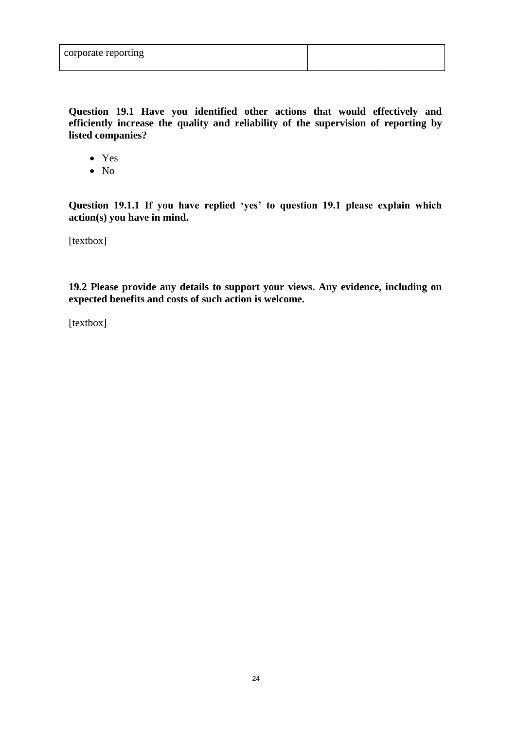| | | |
|---|---|---|
| corporate reporting | | |

**Question 19.1 Have you identified other actions that would effectively and efficiently increase the quality and reliability of the supervision of reporting by listed companies?**

- Yes
- No

**Question 19.1.1 If you have replied 'yes' to question 19.1 please explain which action(s) you have in mind.**

[textbox]

**19.2 Please provide any details to support your views. Any evidence, including on expected benefits and costs of such action is welcome.**

[textbox]